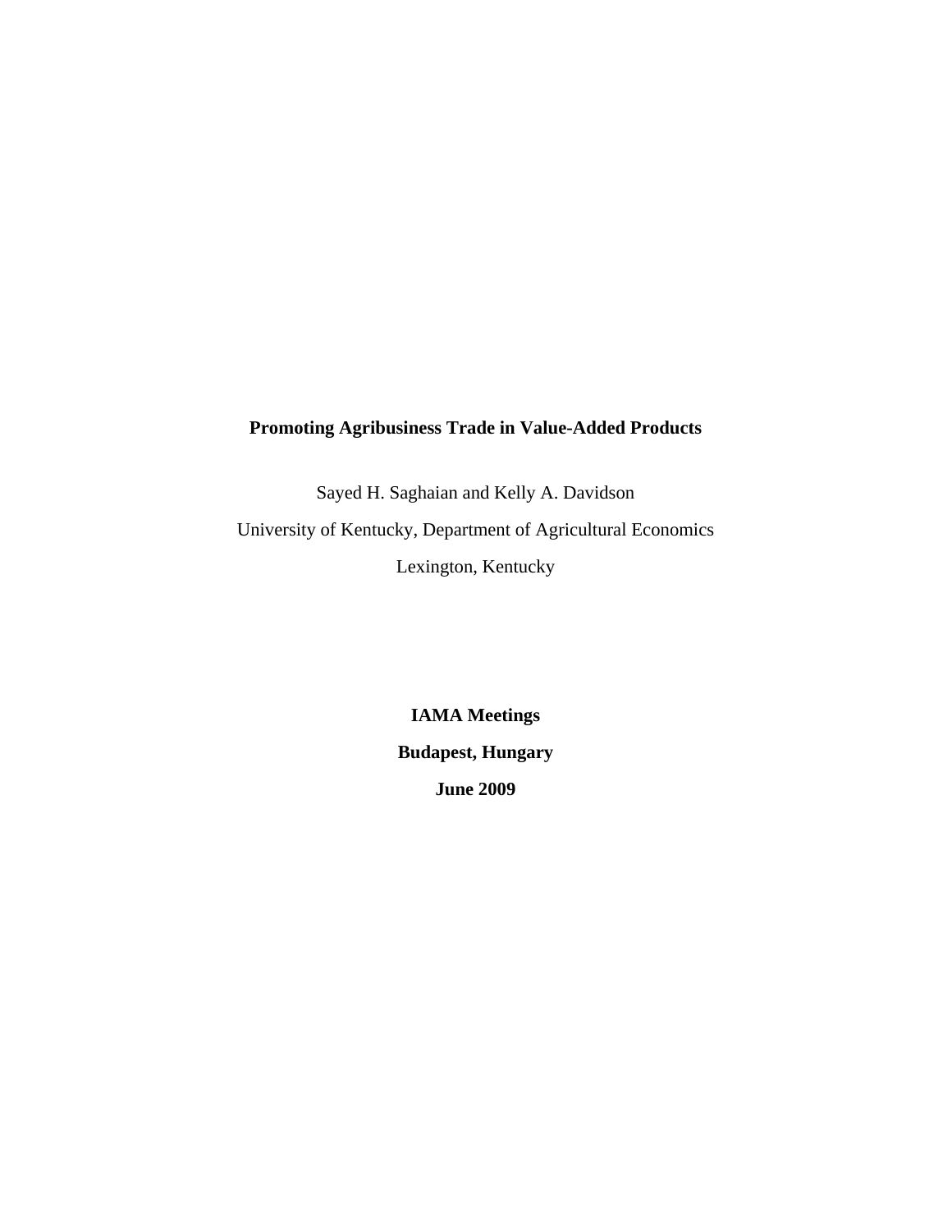# Promoting Agribusiness Trade in Value-Added Products

Sayed H. Saghaian and Kelly A. Davidson

University of Kentucky, Department of Agricultural Economics

Lexington, Kentucky

**IAMA Meetings**

**Budapest, Hungary**

**June 2009**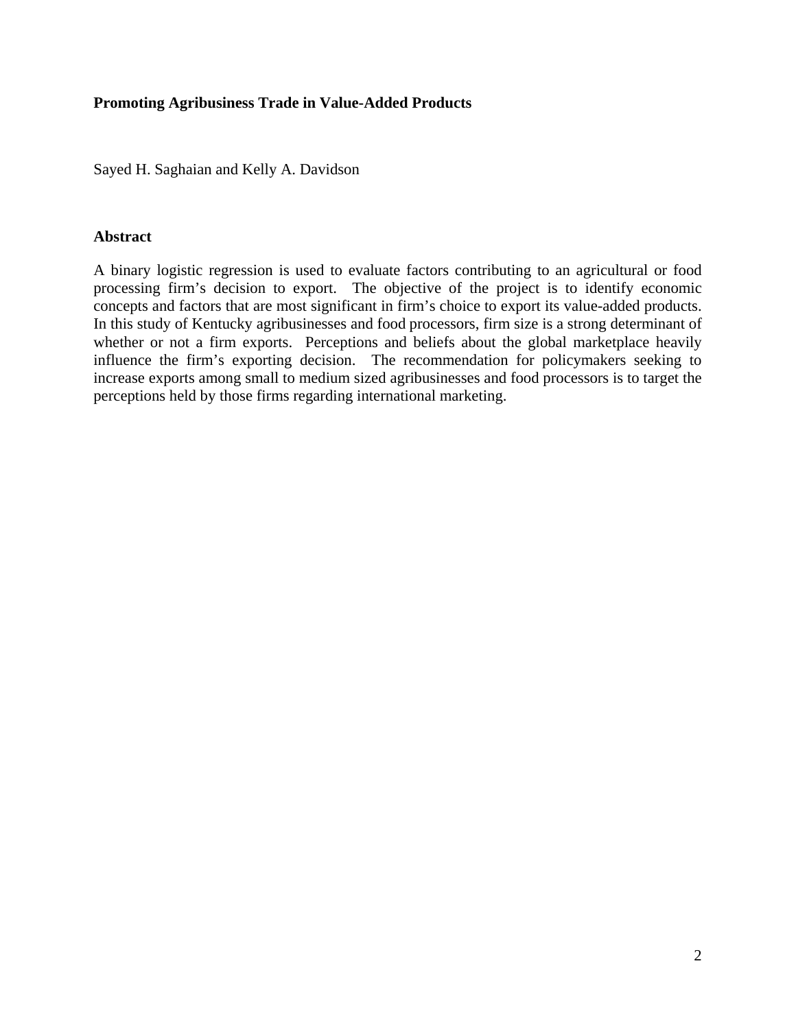**Promoting Agribusiness Trade in Value-Added Products**

Sayed H. Saghaian and Kelly A. Davidson

**Abstract**

A binary logistic regression is used to evaluate factors contributing to an agricultural or food processing firm's decision to export. The objective of the project is to identify economic concepts and factors that are most significant in firm's choice to export its value-added products. In this study of Kentucky agribusinesses and food processors, firm size is a strong determinant of whether or not a firm exports. Perceptions and beliefs about the global marketplace heavily influence the firm's exporting decision. The recommendation for policymakers seeking to increase exports among small to medium sized agribusinesses and food processors is to target the perceptions held by those firms regarding international marketing.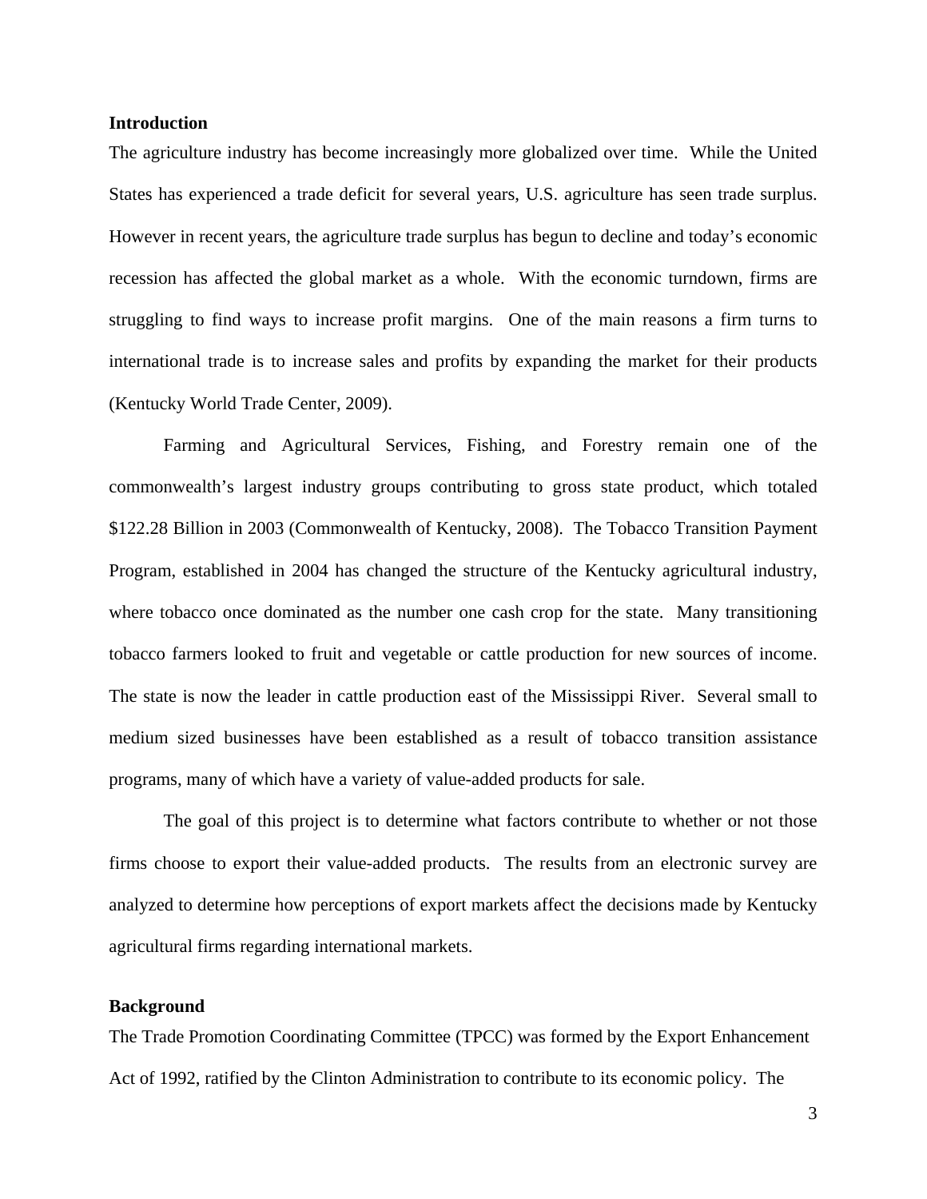## Introduction

The agriculture industry has become increasingly more globalized over time. While the United States has experienced a trade deficit for several years, U.S. agriculture has seen trade surplus. However in recent years, the agriculture trade surplus has begun to decline and today's economic recession has affected the global market as a whole. With the economic turndown, firms are struggling to find ways to increase profit margins. One of the main reasons a firm turns to international trade is to increase sales and profits by expanding the market for their products (Kentucky World Trade Center, 2009).

Farming and Agricultural Services, Fishing, and Forestry remain one of the commonwealth's largest industry groups contributing to gross state product, which totaled $122.28 Billion in 2003 (Commonwealth of Kentucky, 2008). The Tobacco Transition Payment Program, established in 2004 has changed the structure of the Kentucky agricultural industry, where tobacco once dominated as the number one cash crop for the state. Many transitioning tobacco farmers looked to fruit and vegetable or cattle production for new sources of income. The state is now the leader in cattle production east of the Mississippi River. Several small to medium sized businesses have been established as a result of tobacco transition assistance programs, many of which have a variety of value-added products for sale.

The goal of this project is to determine what factors contribute to whether or not those firms choose to export their value-added products. The results from an electronic survey are analyzed to determine how perceptions of export markets affect the decisions made by Kentucky agricultural firms regarding international markets.

## Background

The Trade Promotion Coordinating Committee (TPCC) was formed by the Export Enhancement Act of 1992, ratified by the Clinton Administration to contribute to its economic policy. The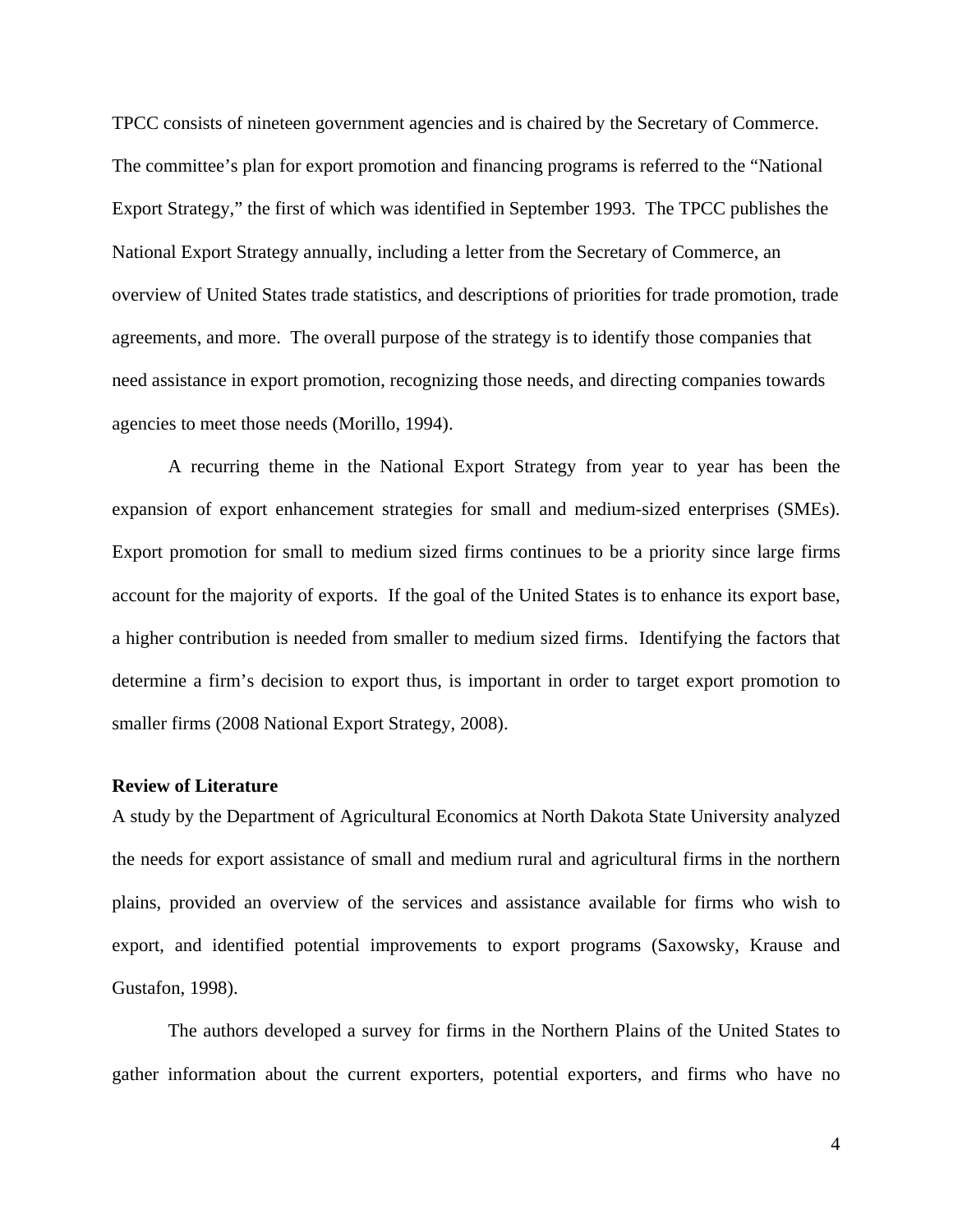TPCC consists of nineteen government agencies and is chaired by the Secretary of Commerce. The committee's plan for export promotion and financing programs is referred to the "National Export Strategy," the first of which was identified in September 1993. The TPCC publishes the National Export Strategy annually, including a letter from the Secretary of Commerce, an overview of United States trade statistics, and descriptions of priorities for trade promotion, trade agreements, and more. The overall purpose of the strategy is to identify those companies that need assistance in export promotion, recognizing those needs, and directing companies towards agencies to meet those needs (Morillo, 1994).

A recurring theme in the National Export Strategy from year to year has been the expansion of export enhancement strategies for small and medium-sized enterprises (SMEs). Export promotion for small to medium sized firms continues to be a priority since large firms account for the majority of exports. If the goal of the United States is to enhance its export base, a higher contribution is needed from smaller to medium sized firms. Identifying the factors that determine a firm's decision to export thus, is important in order to target export promotion to smaller firms (2008 National Export Strategy, 2008).

**Review of Literature**

A study by the Department of Agricultural Economics at North Dakota State University analyzed the needs for export assistance of small and medium rural and agricultural firms in the northern plains, provided an overview of the services and assistance available for firms who wish to export, and identified potential improvements to export programs (Saxowsky, Krause and Gustafon, 1998).

The authors developed a survey for firms in the Northern Plains of the United States to gather information about the current exporters, potential exporters, and firms who have no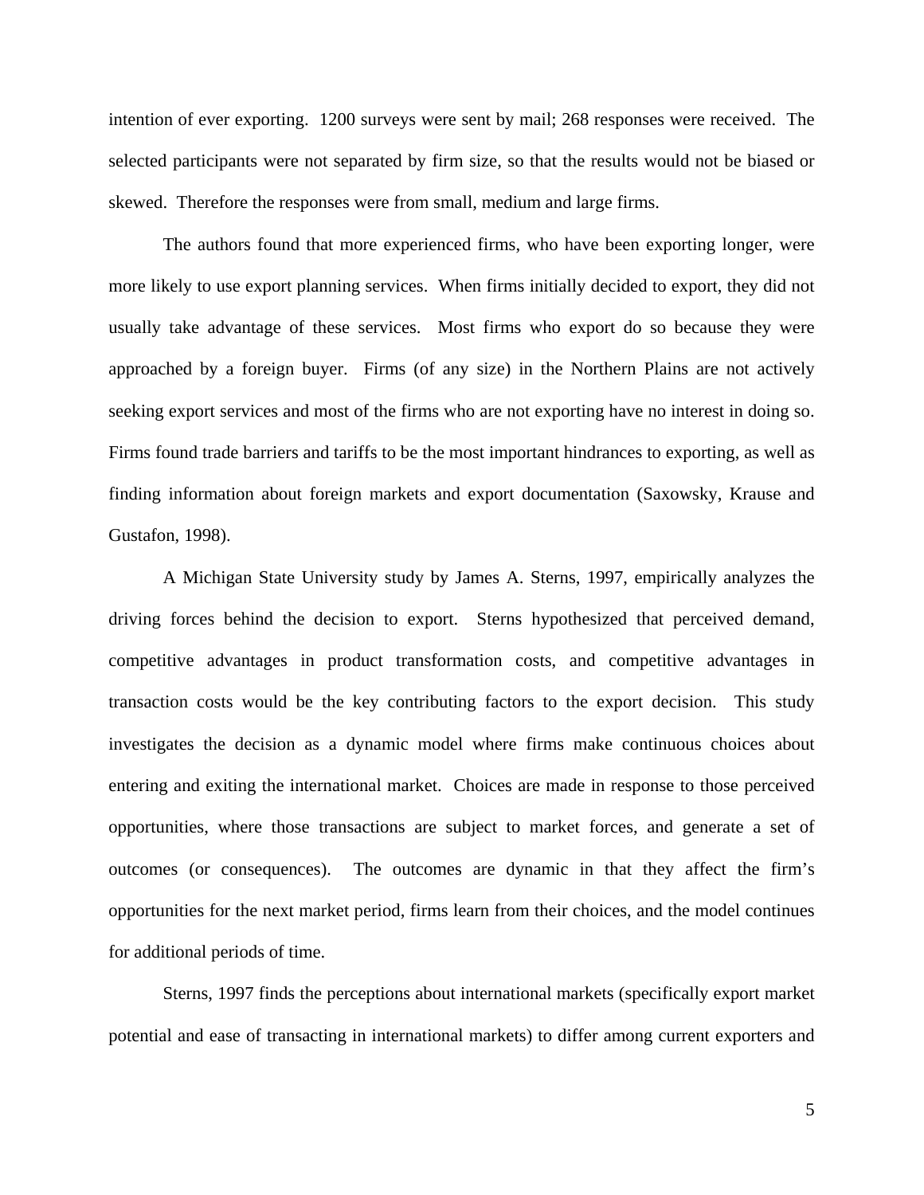intention of ever exporting. 1200 surveys were sent by mail; 268 responses were received. The selected participants were not separated by firm size, so that the results would not be biased or skewed. Therefore the responses were from small, medium and large firms.

The authors found that more experienced firms, who have been exporting longer, were more likely to use export planning services. When firms initially decided to export, they did not usually take advantage of these services. Most firms who export do so because they were approached by a foreign buyer. Firms (of any size) in the Northern Plains are not actively seeking export services and most of the firms who are not exporting have no interest in doing so. Firms found trade barriers and tariffs to be the most important hindrances to exporting, as well as finding information about foreign markets and export documentation (Saxowsky, Krause and Gustafon, 1998).

A Michigan State University study by James A. Sterns, 1997, empirically analyzes the driving forces behind the decision to export. Sterns hypothesized that perceived demand, competitive advantages in product transformation costs, and competitive advantages in transaction costs would be the key contributing factors to the export decision. This study investigates the decision as a dynamic model where firms make continuous choices about entering and exiting the international market. Choices are made in response to those perceived opportunities, where those transactions are subject to market forces, and generate a set of outcomes (or consequences). The outcomes are dynamic in that they affect the firm's opportunities for the next market period, firms learn from their choices, and the model continues for additional periods of time.

Sterns, 1997 finds the perceptions about international markets (specifically export market potential and ease of transacting in international markets) to differ among current exporters and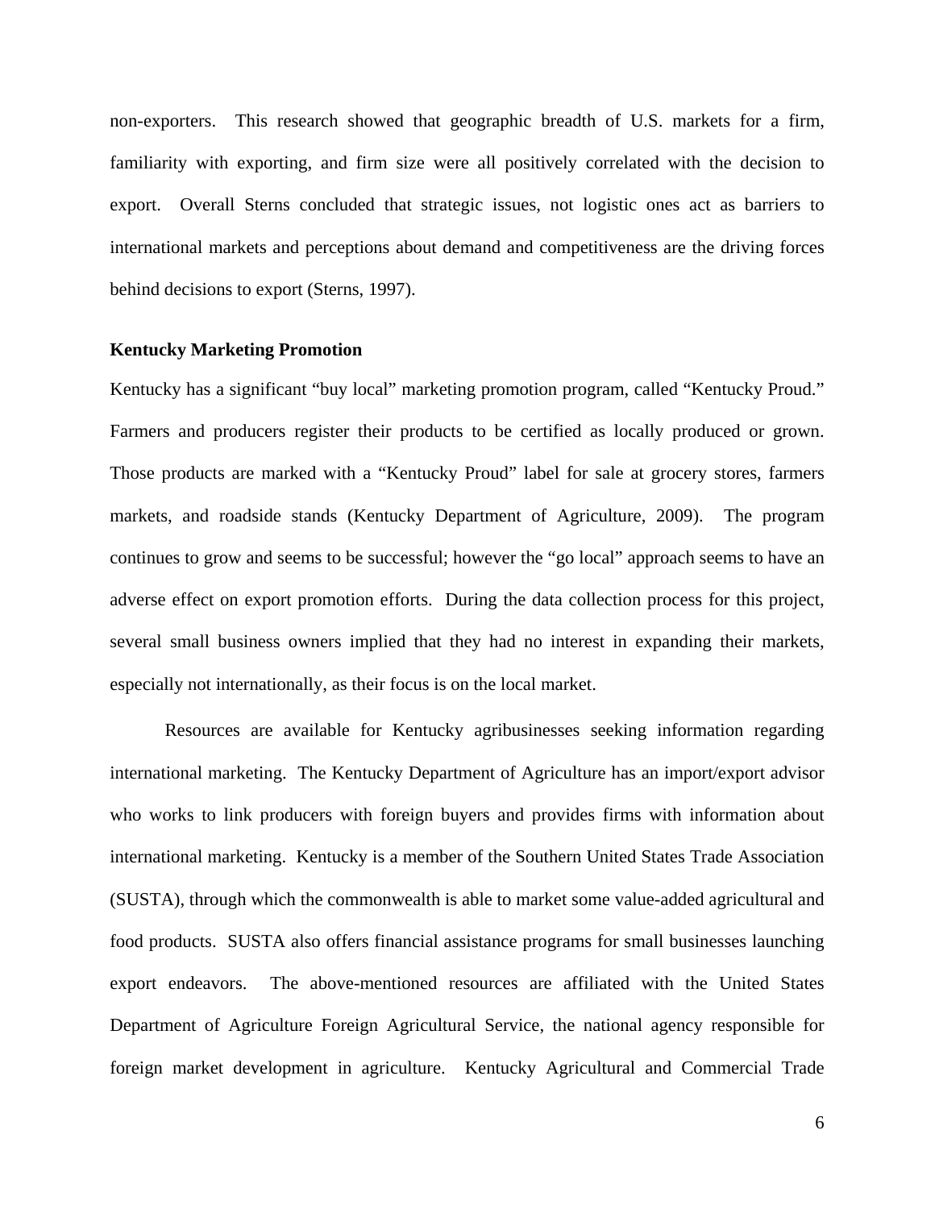non-exporters. This research showed that geographic breadth of U.S. markets for a firm, familiarity with exporting, and firm size were all positively correlated with the decision to export. Overall Sterns concluded that strategic issues, not logistic ones act as barriers to international markets and perceptions about demand and competitiveness are the driving forces behind decisions to export (Sterns, 1997).

**Kentucky Marketing Promotion**

Kentucky has a significant "buy local" marketing promotion program, called "Kentucky Proud." Farmers and producers register their products to be certified as locally produced or grown. Those products are marked with a "Kentucky Proud" label for sale at grocery stores, farmers markets, and roadside stands (Kentucky Department of Agriculture, 2009). The program continues to grow and seems to be successful; however the "go local" approach seems to have an adverse effect on export promotion efforts. During the data collection process for this project, several small business owners implied that they had no interest in expanding their markets, especially not internationally, as their focus is on the local market.

Resources are available for Kentucky agribusinesses seeking information regarding international marketing. The Kentucky Department of Agriculture has an import/export advisor who works to link producers with foreign buyers and provides firms with information about international marketing. Kentucky is a member of the Southern United States Trade Association (SUSTA), through which the commonwealth is able to market some value-added agricultural and food products. SUSTA also offers financial assistance programs for small businesses launching export endeavors. The above-mentioned resources are affiliated with the United States Department of Agriculture Foreign Agricultural Service, the national agency responsible for foreign market development in agriculture. Kentucky Agricultural and Commercial Trade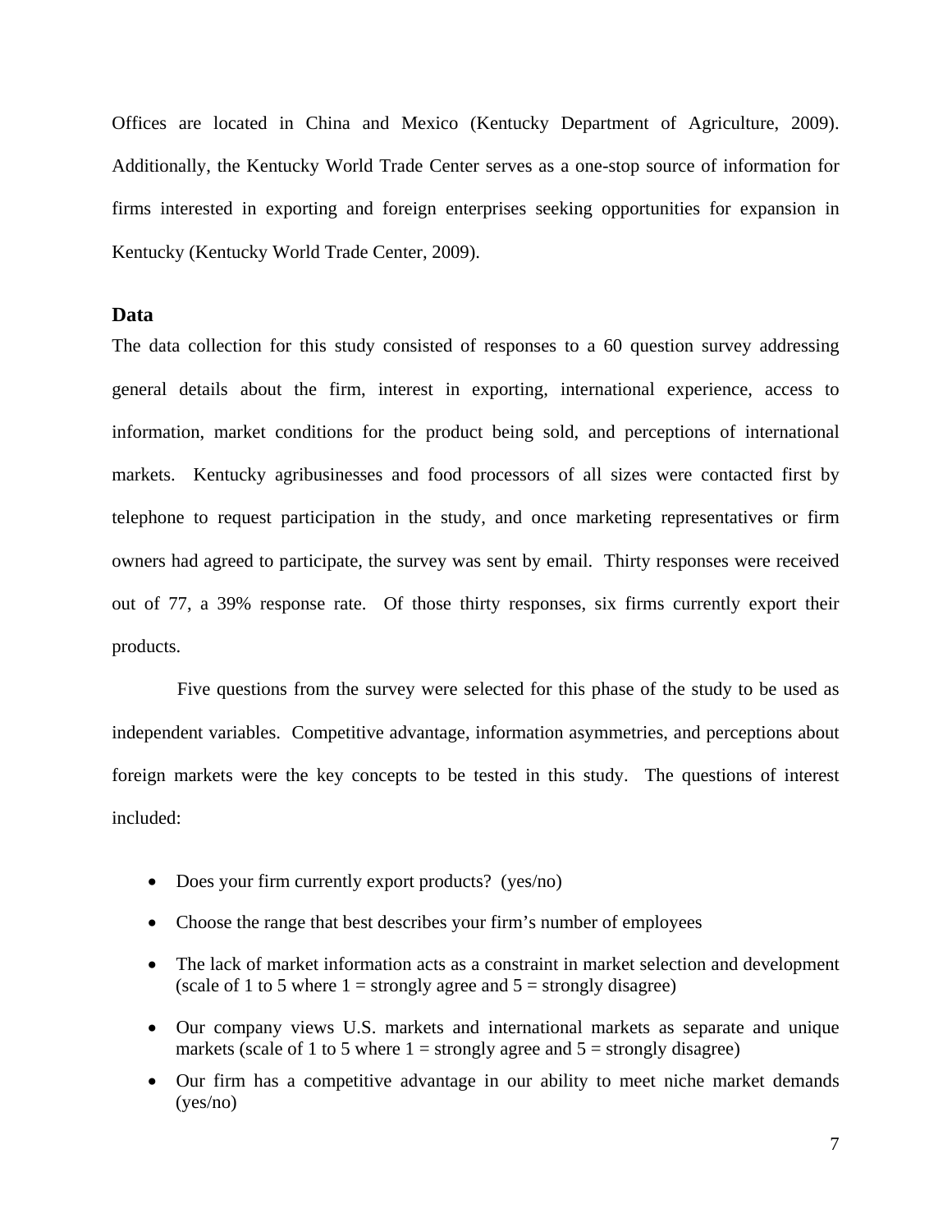Offices are located in China and Mexico (Kentucky Department of Agriculture, 2009). Additionally, the Kentucky World Trade Center serves as a one-stop source of information for firms interested in exporting and foreign enterprises seeking opportunities for expansion in Kentucky (Kentucky World Trade Center, 2009).

## Data

The data collection for this study consisted of responses to a 60 question survey addressing general details about the firm, interest in exporting, international experience, access to information, market conditions for the product being sold, and perceptions of international markets. Kentucky agribusinesses and food processors of all sizes were contacted first by telephone to request participation in the study, and once marketing representatives or firm owners had agreed to participate, the survey was sent by email. Thirty responses were received out of 77, a 39% response rate. Of those thirty responses, six firms currently export their products.

Five questions from the survey were selected for this phase of the study to be used as independent variables. Competitive advantage, information asymmetries, and perceptions about foreign markets were the key concepts to be tested in this study. The questions of interest included:

- Does your firm currently export products? (yes/no)
- Choose the range that best describes your firm's number of employees
- The lack of market information acts as a constraint in market selection and development (scale of 1 to 5 where 1 = strongly agree and 5 = strongly disagree)
- Our company views U.S. markets and international markets as separate and unique markets (scale of 1 to 5 where 1 = strongly agree and 5 = strongly disagree)
- Our firm has a competitive advantage in our ability to meet niche market demands (yes/no)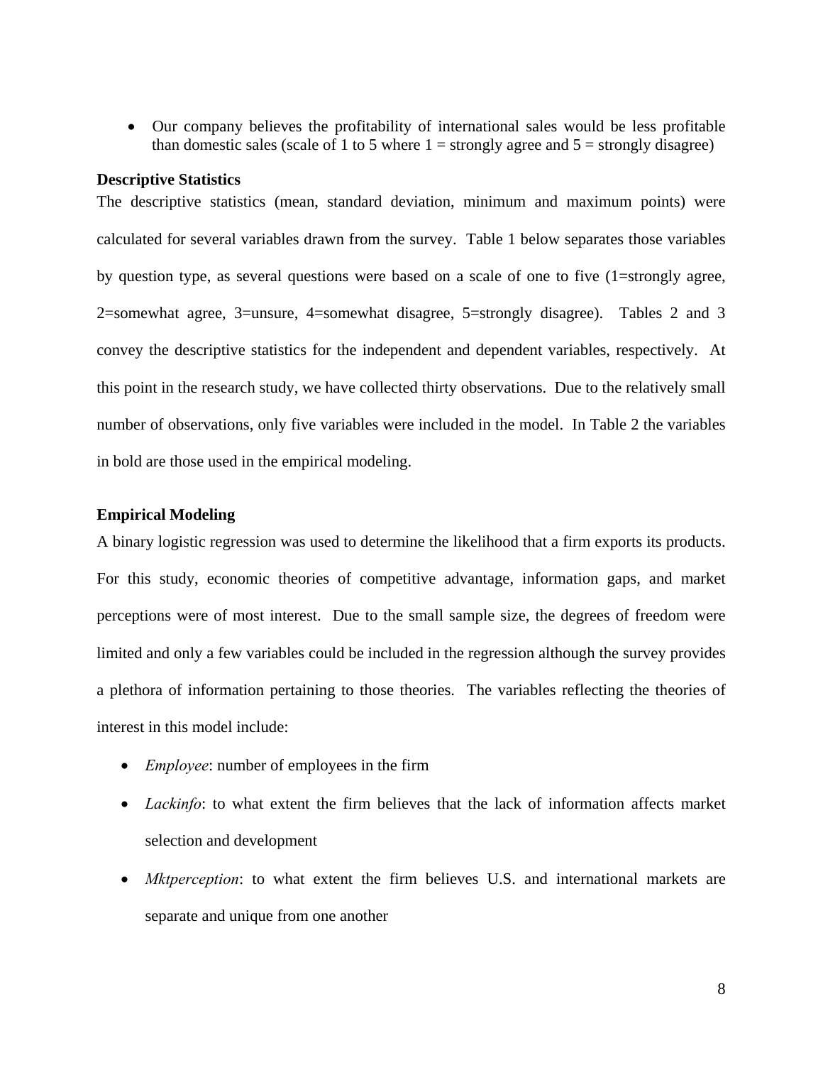- Our company believes the profitability of international sales would be less profitable than domestic sales (scale of 1 to 5 where 1 = strongly agree and 5 = strongly disagree)

**Descriptive Statistics**

The descriptive statistics (mean, standard deviation, minimum and maximum points) were calculated for several variables drawn from the survey. Table 1 below separates those variables by question type, as several questions were based on a scale of one to five (1=strongly agree, 2=somewhat agree, 3=unsure, 4=somewhat disagree, 5=strongly disagree). Tables 2 and 3 convey the descriptive statistics for the independent and dependent variables, respectively. At this point in the research study, we have collected thirty observations. Due to the relatively small number of observations, only five variables were included in the model. In Table 2 the variables in bold are those used in the empirical modeling.

**Empirical Modeling**

A binary logistic regression was used to determine the likelihood that a firm exports its products. For this study, economic theories of competitive advantage, information gaps, and market perceptions were of most interest. Due to the small sample size, the degrees of freedom were limited and only a few variables could be included in the regression although the survey provides a plethora of information pertaining to those theories. The variables reflecting the theories of interest in this model include:

- *Employee*: number of employees in the firm
- *Lackinfo*: to what extent the firm believes that the lack of information affects market selection and development
- *Mktperception*: to what extent the firm believes U.S. and international markets are separate and unique from one another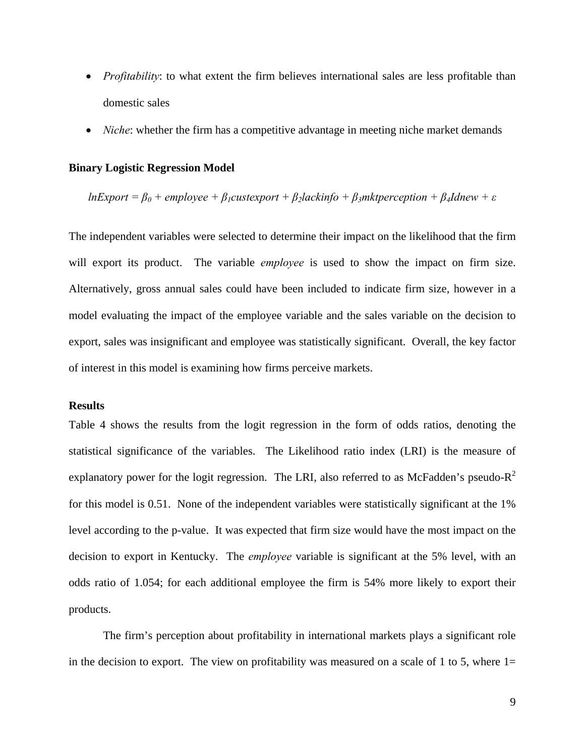- *Profitability*: to what extent the firm believes international sales are less profitable than domestic sales
- *Niche*: whether the firm has a competitive advantage in meeting niche market demands

**Binary Logistic Regression Model**

$$lnExport = \beta_0 + employee + \beta_1 custexport + \beta_2 lackinfo + \beta_3 mktperception + \beta_4 Idnew + \varepsilon$$

The independent variables were selected to determine their impact on the likelihood that the firm will export its product. The variable *employee* is used to show the impact on firm size. Alternatively, gross annual sales could have been included to indicate firm size, however in a model evaluating the impact of the employee variable and the sales variable on the decision to export, sales was insignificant and employee was statistically significant. Overall, the key factor of interest in this model is examining how firms perceive markets.

**Results**

Table 4 shows the results from the logit regression in the form of odds ratios, denoting the statistical significance of the variables. The Likelihood ratio index (LRI) is the measure of explanatory power for the logit regression. The LRI, also referred to as McFadden's pseudo-$R^2$ for this model is 0.51. None of the independent variables were statistically significant at the 1% level according to the p-value. It was expected that firm size would have the most impact on the decision to export in Kentucky. The *employee* variable is significant at the 5% level, with an odds ratio of 1.054; for each additional employee the firm is 54% more likely to export their products.

The firm's perception about profitability in international markets plays a significant role in the decision to export. The view on profitability was measured on a scale of 1 to 5, where 1=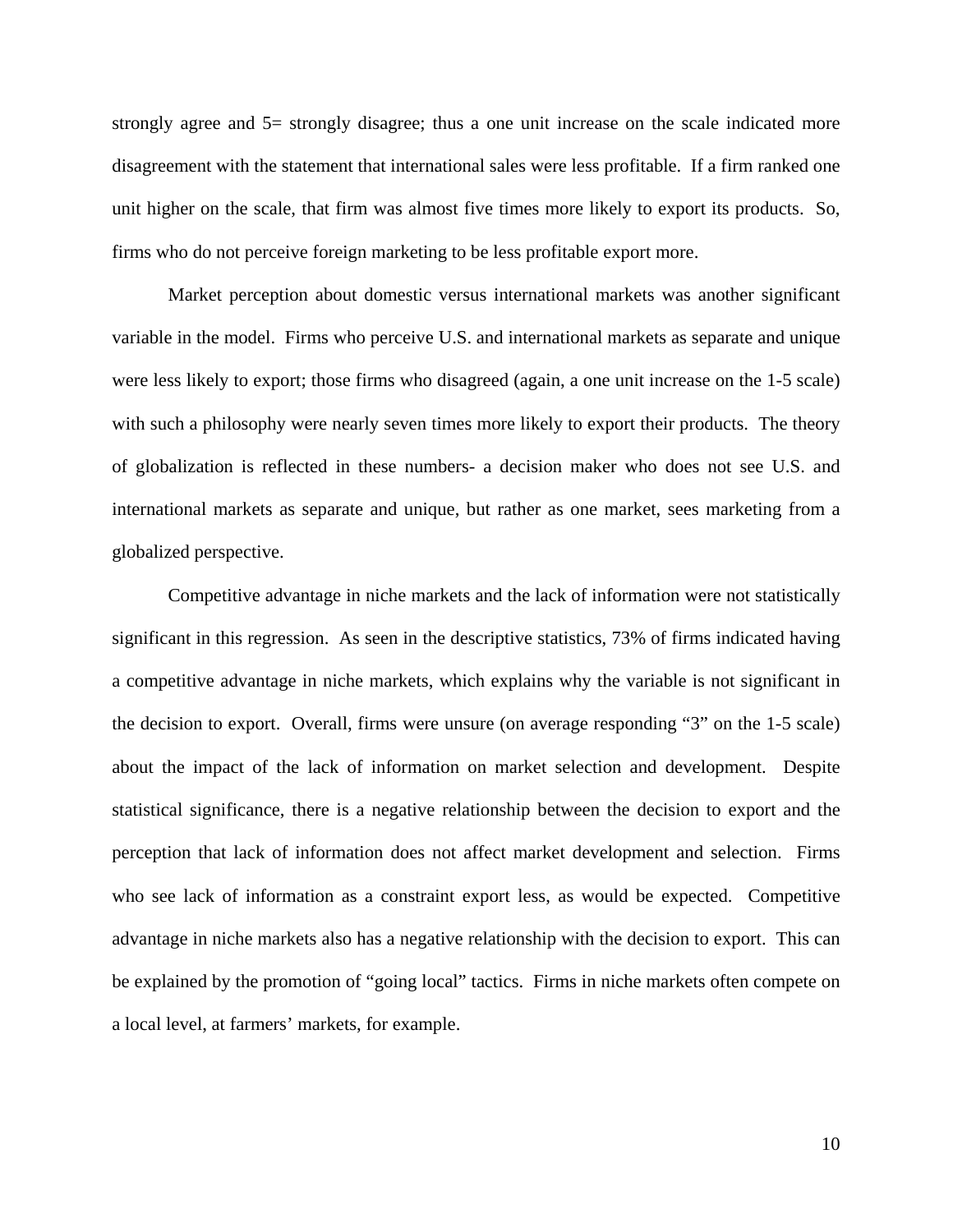strongly agree and 5= strongly disagree; thus a one unit increase on the scale indicated more disagreement with the statement that international sales were less profitable. If a firm ranked one unit higher on the scale, that firm was almost five times more likely to export its products. So, firms who do not perceive foreign marketing to be less profitable export more.

Market perception about domestic versus international markets was another significant variable in the model. Firms who perceive U.S. and international markets as separate and unique were less likely to export; those firms who disagreed (again, a one unit increase on the 1-5 scale) with such a philosophy were nearly seven times more likely to export their products. The theory of globalization is reflected in these numbers- a decision maker who does not see U.S. and international markets as separate and unique, but rather as one market, sees marketing from a globalized perspective.

Competitive advantage in niche markets and the lack of information were not statistically significant in this regression. As seen in the descriptive statistics, 73% of firms indicated having a competitive advantage in niche markets, which explains why the variable is not significant in the decision to export. Overall, firms were unsure (on average responding "3" on the 1-5 scale) about the impact of the lack of information on market selection and development. Despite statistical significance, there is a negative relationship between the decision to export and the perception that lack of information does not affect market development and selection. Firms who see lack of information as a constraint export less, as would be expected. Competitive advantage in niche markets also has a negative relationship with the decision to export. This can be explained by the promotion of "going local" tactics. Firms in niche markets often compete on a local level, at farmers' markets, for example.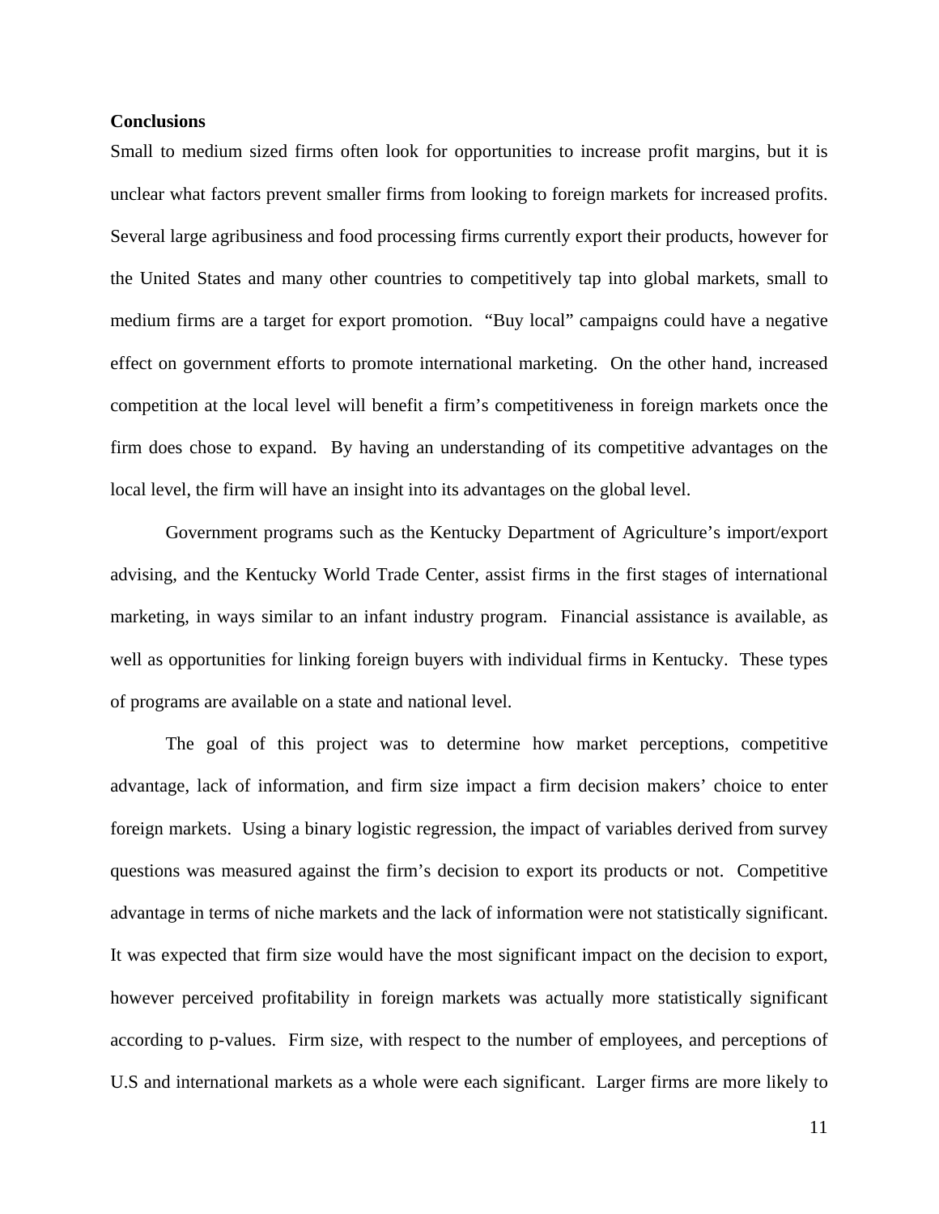## Conclusions

Small to medium sized firms often look for opportunities to increase profit margins, but it is unclear what factors prevent smaller firms from looking to foreign markets for increased profits. Several large agribusiness and food processing firms currently export their products, however for the United States and many other countries to competitively tap into global markets, small to medium firms are a target for export promotion. "Buy local" campaigns could have a negative effect on government efforts to promote international marketing. On the other hand, increased competition at the local level will benefit a firm's competitiveness in foreign markets once the firm does chose to expand. By having an understanding of its competitive advantages on the local level, the firm will have an insight into its advantages on the global level.

Government programs such as the Kentucky Department of Agriculture's import/export advising, and the Kentucky World Trade Center, assist firms in the first stages of international marketing, in ways similar to an infant industry program. Financial assistance is available, as well as opportunities for linking foreign buyers with individual firms in Kentucky. These types of programs are available on a state and national level.

The goal of this project was to determine how market perceptions, competitive advantage, lack of information, and firm size impact a firm decision makers' choice to enter foreign markets. Using a binary logistic regression, the impact of variables derived from survey questions was measured against the firm's decision to export its products or not. Competitive advantage in terms of niche markets and the lack of information were not statistically significant. It was expected that firm size would have the most significant impact on the decision to export, however perceived profitability in foreign markets was actually more statistically significant according to p-values. Firm size, with respect to the number of employees, and perceptions of U.S and international markets as a whole were each significant. Larger firms are more likely to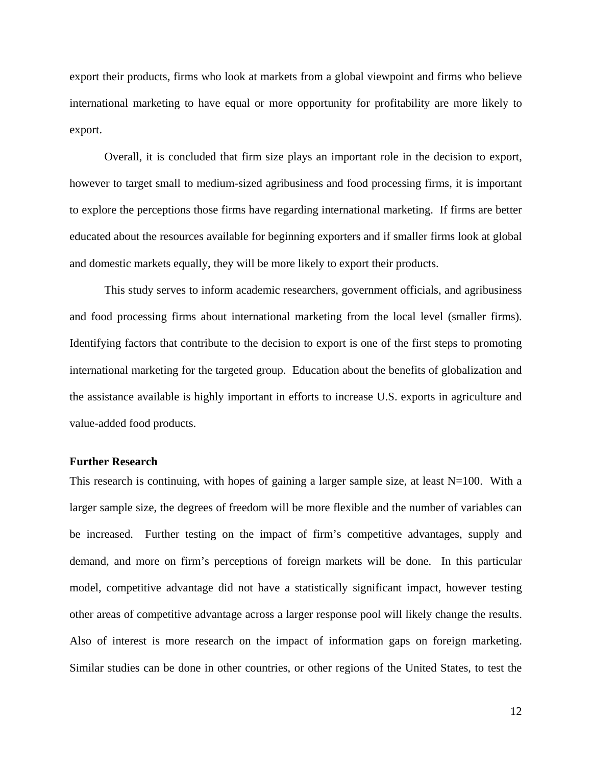export their products, firms who look at markets from a global viewpoint and firms who believe international marketing to have equal or more opportunity for profitability are more likely to export.

Overall, it is concluded that firm size plays an important role in the decision to export, however to target small to medium-sized agribusiness and food processing firms, it is important to explore the perceptions those firms have regarding international marketing. If firms are better educated about the resources available for beginning exporters and if smaller firms look at global and domestic markets equally, they will be more likely to export their products.

This study serves to inform academic researchers, government officials, and agribusiness and food processing firms about international marketing from the local level (smaller firms). Identifying factors that contribute to the decision to export is one of the first steps to promoting international marketing for the targeted group. Education about the benefits of globalization and the assistance available is highly important in efforts to increase U.S. exports in agriculture and value-added food products.

**Further Research**

This research is continuing, with hopes of gaining a larger sample size, at least N=100. With a larger sample size, the degrees of freedom will be more flexible and the number of variables can be increased. Further testing on the impact of firm's competitive advantages, supply and demand, and more on firm's perceptions of foreign markets will be done. In this particular model, competitive advantage did not have a statistically significant impact, however testing other areas of competitive advantage across a larger response pool will likely change the results. Also of interest is more research on the impact of information gaps on foreign marketing. Similar studies can be done in other countries, or other regions of the United States, to test the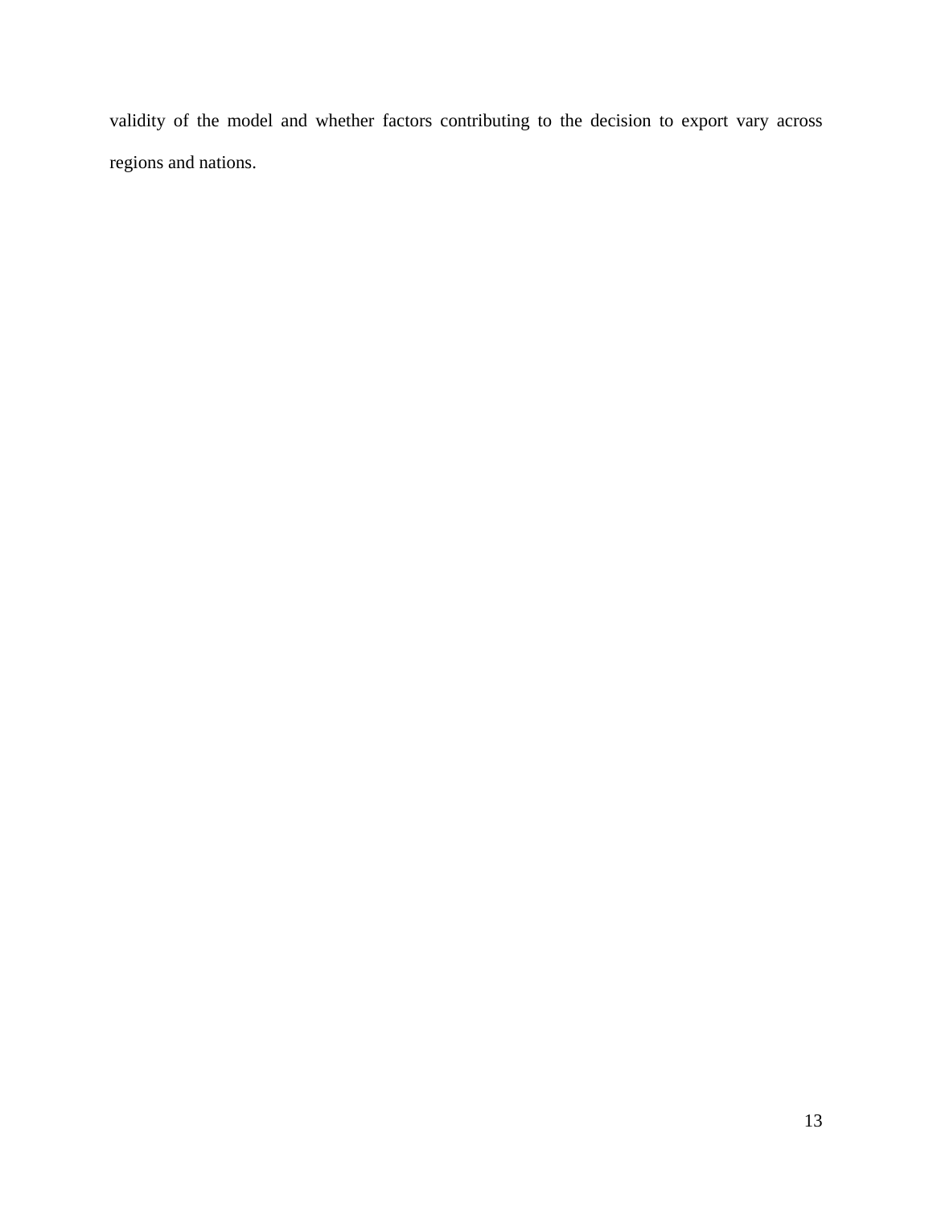validity of the model and whether factors contributing to the decision to export vary across regions and nations.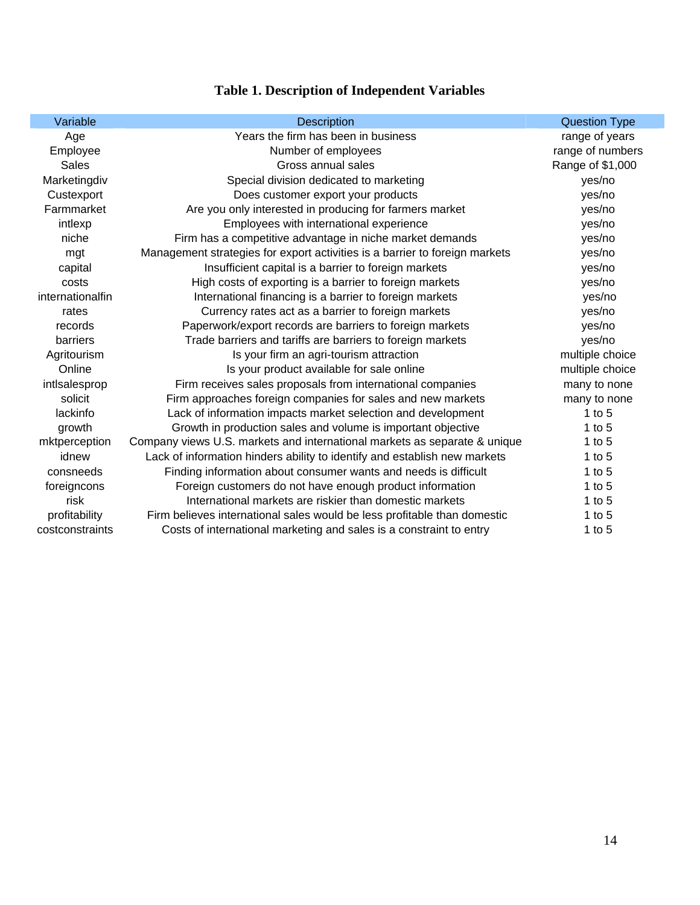**Table 1. Description of Independent Variables**

| Variable | Description | Question Type |
|---|---|---|
| Age | Years the firm has been in business | range of years |
| Employee | Number of employees | range of numbers |
| Sales | Gross annual sales | Range of $1,000 |
| Marketingdiv | Special division dedicated to marketing | yes/no |
| Custexport | Does customer export your products | yes/no |
| Farmmarket | Are you only interested in producing for farmers market | yes/no |
| intlexp | Employees with international experience | yes/no |
| niche | Firm has a competitive advantage in niche market demands | yes/no |
| mgt | Management strategies for export activities is a barrier to foreign markets | yes/no |
| capital | Insufficient capital is a barrier to foreign markets | yes/no |
| costs | High costs of exporting is a barrier to foreign markets | yes/no |
| internationalfin | International financing is a barrier to foreign markets | yes/no |
| rates | Currency rates act as a barrier to foreign markets | yes/no |
| records | Paperwork/export records are barriers to foreign markets | yes/no |
| barriers | Trade barriers and tariffs are barriers to foreign markets | yes/no |
| Agritourism | Is your firm an agri-tourism attraction | multiple choice |
| Online | Is your product available for sale online | multiple choice |
| intlsalesprop | Firm receives sales proposals from international companies | many to none |
| solicit | Firm approaches foreign companies for sales and new markets | many to none |
| lackinfo | Lack of information impacts market selection and development | 1 to 5 |
| growth | Growth in production sales and volume is important objective | 1 to 5 |
| mktperception | Company views U.S. markets and international markets as separate & unique | 1 to 5 |
| idnew | Lack of information hinders ability to identify and establish new markets | 1 to 5 |
| consneeds | Finding information about consumer wants and needs is difficult | 1 to 5 |
| foreigncons | Foreign customers do not have enough product information | 1 to 5 |
| risk | International markets are riskier than domestic markets | 1 to 5 |
| profitability | Firm believes international sales would be less profitable than domestic | 1 to 5 |
| costconstraints | Costs of international marketing and sales is a constraint to entry | 1 to 5 |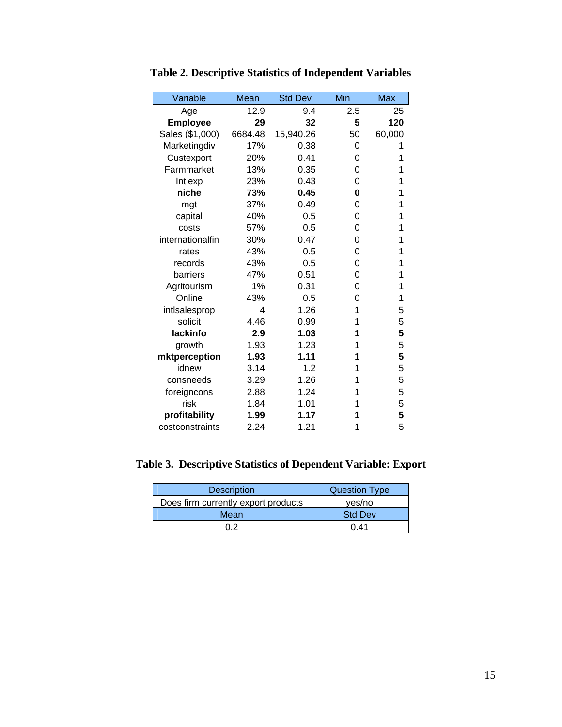**Table 2. Descriptive Statistics of Independent Variables**

| Variable | Mean | Std Dev | Min | Max |
|---|---|---|---|---|
| Age | 12.9 | 9.4 | 2.5 | 25 |
| **Employee** | **29** | **32** | **5** | **120** |
| Sales ($1,000) | 6684.48 | 15,940.26 | 50 | 60,000 |
| Marketingdiv | 17% | 0.38 | 0 | 1 |
| Custexport | 20% | 0.41 | 0 | 1 |
| Farmmarket | 13% | 0.35 | 0 | 1 |
| Intlexp | 23% | 0.43 | 0 | 1 |
| **niche** | **73%** | **0.45** | **0** | **1** |
| mgt | 37% | 0.49 | 0 | 1 |
| capital | 40% | 0.5 | 0 | 1 |
| costs | 57% | 0.5 | 0 | 1 |
| internationalfin | 30% | 0.47 | 0 | 1 |
| rates | 43% | 0.5 | 0 | 1 |
| records | 43% | 0.5 | 0 | 1 |
| barriers | 47% | 0.51 | 0 | 1 |
| Agritourism | 1% | 0.31 | 0 | 1 |
| Online | 43% | 0.5 | 0 | 1 |
| intlsalesprop | 4 | 1.26 | 1 | 5 |
| solicit | 4.46 | 0.99 | 1 | 5 |
| **lackinfo** | **2.9** | **1.03** | **1** | **5** |
| growth | 1.93 | 1.23 | 1 | 5 |
| **mktperception** | **1.93** | **1.11** | **1** | **5** |
| idnew | 3.14 | 1.2 | 1 | 5 |
| consneeds | 3.29 | 1.26 | 1 | 5 |
| foreigncons | 2.88 | 1.24 | 1 | 5 |
| risk | 1.84 | 1.01 | 1 | 5 |
| **profitability** | **1.99** | **1.17** | **1** | **5** |
| costconstraints | 2.24 | 1.21 | 1 | 5 |

**Table 3. Descriptive Statistics of Dependent Variable: Export**

| Description | Question Type |
|---|---|
| Does firm currently export products | yes/no |
| **Mean** | **Std Dev** |
| 0.2 | 0.41 |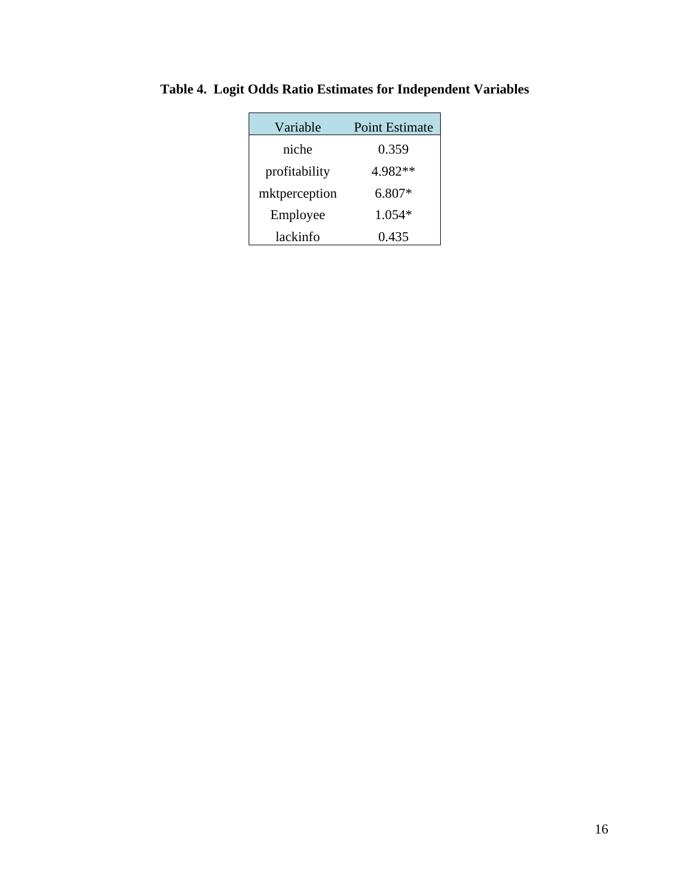**Table 4. Logit Odds Ratio Estimates for Independent Variables**

| Variable | Point Estimate |
|---|---|
| niche | 0.359 |
| profitability | 4.982** |
| mktperception | 6.807* |
| Employee | 1.054* |
| lackinfo | 0.435 |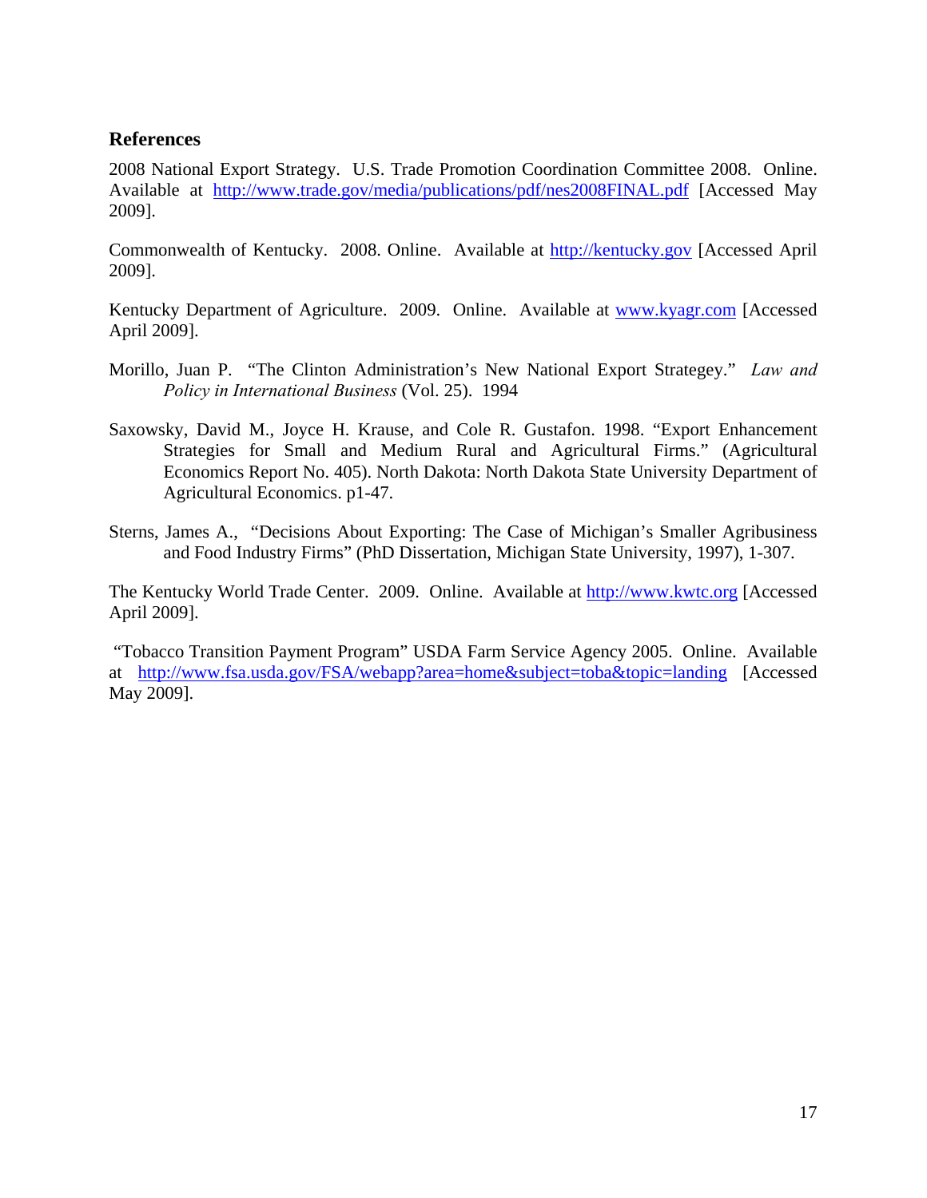## References

2008 National Export Strategy. U.S. Trade Promotion Coordination Committee 2008. Online. Available at http://www.trade.gov/media/publications/pdf/nes2008FINAL.pdf [Accessed May 2009].

Commonwealth of Kentucky. 2008. Online. Available at http://kentucky.gov [Accessed April 2009].

Kentucky Department of Agriculture. 2009. Online. Available at www.kyagr.com [Accessed April 2009].

Morillo, Juan P. "The Clinton Administration's New National Export Strategey." *Law and Policy in International Business* (Vol. 25). 1994

Saxowsky, David M., Joyce H. Krause, and Cole R. Gustafon. 1998. "Export Enhancement Strategies for Small and Medium Rural and Agricultural Firms." (Agricultural Economics Report No. 405). North Dakota: North Dakota State University Department of Agricultural Economics. p1-47.

Sterns, James A., "Decisions About Exporting: The Case of Michigan's Smaller Agribusiness and Food Industry Firms" (PhD Dissertation, Michigan State University, 1997), 1-307.

The Kentucky World Trade Center. 2009. Online. Available at http://www.kwtc.org [Accessed April 2009].

"Tobacco Transition Payment Program" USDA Farm Service Agency 2005. Online. Available at http://www.fsa.usda.gov/FSA/webapp?area=home&subject=toba&topic=landing [Accessed May 2009].